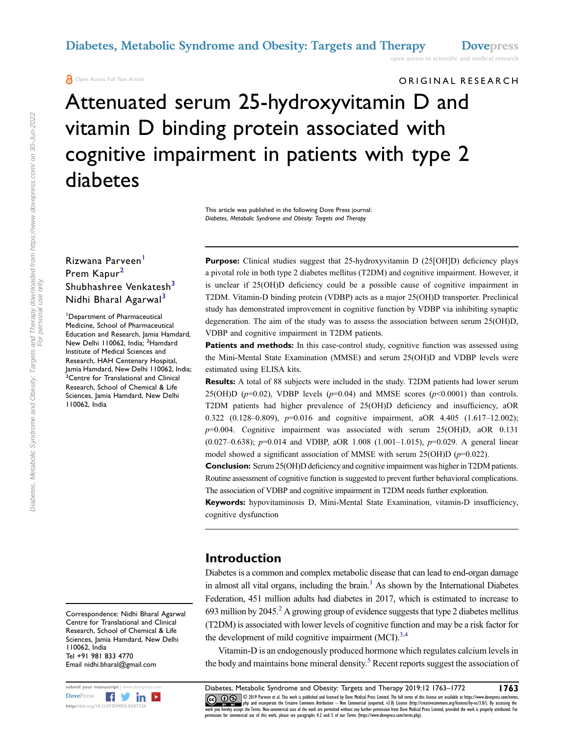ORIGINAL RESEARCH

# Attenuated serum 25-hydroxyvitamin D and vitamin D binding protein associated with cognitive impairment in patients with type 2 diabetes

This article was published in the following Dove Press journal:
*Diabetes, Metabolic Syndrome and Obesity: Targets and Therapy*

Rizwana Parveen[1]
Prem Kapur[2]
Shubhashree Venkatesh[3]
Nidhi Bharal Agarwal[3]

[1]Department of Pharmaceutical Medicine, School of Pharmaceutical Education and Research, Jamia Hamdard, New Delhi 110062, India; [2]Hamdard Institute of Medical Sciences and Research, HAH Centenary Hospital, Jamia Hamdard, New Delhi 110062, India; [3]Centre for Translational and Clinical Research, School of Chemical & Life Sciences, Jamia Hamdard, New Delhi 110062, India

**Purpose:** Clinical studies suggest that 25-hydroxyvitamin D (25[OH]D) deficiency plays a pivotal role in both type 2 diabetes mellitus (T2DM) and cognitive impairment. However, it is unclear if 25(OH)D deficiency could be a possible cause of cognitive impairment in T2DM. Vitamin-D binding protein (VDBP) acts as a major 25(OH)D transporter. Preclinical study has demonstrated improvement in cognitive function by VDBP via inhibiting synaptic degeneration. The aim of the study was to assess the association between serum 25(OH)D, VDBP and cognitive impairment in T2DM patients.

**Patients and methods:** In this case-control study, cognitive function was assessed using the Mini-Mental State Examination (MMSE) and serum 25(OH)D and VDBP levels were estimated using ELISA kits.

**Results:** A total of 88 subjects were included in the study. T2DM patients had lower serum 25(OH)D ($p$=0.02), VDBP levels ($p$=0.04) and MMSE scores ($p$<0.0001) than controls. T2DM patients had higher prevalence of 25(OH)D deficiency and insufficiency, aOR 0.322 (0.128–0.809), $p$=0.016 and cognitive impairment, aOR 4.405 (1.617–12.002); $p$=0.004. Cognitive impairment was associated with serum 25(OH)D, aOR 0.131 (0.027–0.638); $p$=0.014 and VDBP, aOR 1.008 (1.001–1.015), $p$=0.029. A general linear model showed a significant association of MMSE with serum 25(OH)D ($p$=0.022).

**Conclusion:** Serum 25(OH)D deficiency and cognitive impairment was higher in T2DM patients. Routine assessment of cognitive function is suggested to prevent further behavioral complications. The association of VDBP and cognitive impairment in T2DM needs further exploration.

**Keywords:** hypovitaminosis D, Mini-Mental State Examination, vitamin-D insufficiency, cognitive dysfunction

## Introduction

Diabetes is a common and complex metabolic disease that can lead to end-organ damage in almost all vital organs, including the brain.[1] As shown by the International Diabetes Federation, 451 million adults had diabetes in 2017, which is estimated to increase to 693 million by 2045.[2] A growing group of evidence suggests that type 2 diabetes mellitus (T2DM) is associated with lower levels of cognitive function and may be a risk factor for the development of mild cognitive impairment (MCI).[3,4]

Vitamin-D is an endogenously produced hormone which regulates calcium levels in the body and maintains bone mineral density.[5] Recent reports suggest the association of

Correspondence: Nidhi Bharal Agarwal
Centre for Translational and Clinical Research, School of Chemical & Life Sciences, Jamia Hamdard, New Delhi 110062, India
Tel +91 981 833 4770
Email nidhi.bharal@gmail.com

© 2019 Parveen et al. This work is published and licensed by Dove Medical Press Limited. The full terms of this license are available at https://www.dovepress.com/terms.php and incorporate the Creative Commons Attribution – Non Commercial (unported, v3.0) License (http://creativecommons.org/licenses/by-nc/3.0/). By accessing the work you hereby accept the Terms. Non-commercial uses of the work are permitted without any further permission from Dove Medical Press Limited, provided the work is properly attributed. For permission for commercial use of this work, please see paragraphs 4.2 and 5 of our Terms (https://www.dovepress.com/terms.php).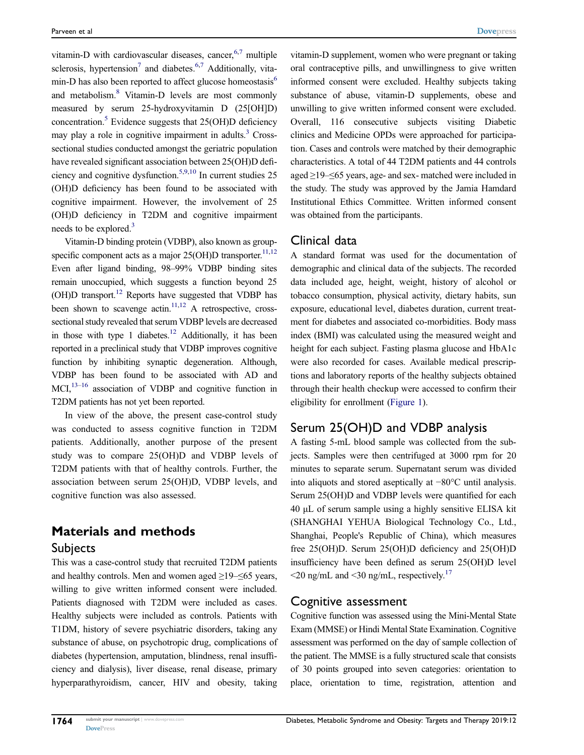vitamin-D with cardiovascular diseases, cancer,[6,7] multiple sclerosis, hypertension[7] and diabetes.[6,7] Additionally, vitamin-D has also been reported to affect glucose homeostasis[6] and metabolism.[8] Vitamin-D levels are most commonly measured by serum 25-hydroxyvitamin D (25[OH]D) concentration.[5] Evidence suggests that 25(OH)D deficiency may play a role in cognitive impairment in adults.[3] Cross-sectional studies conducted amongst the geriatric population have revealed significant association between 25(OH)D deficiency and cognitive dysfunction.[5,9,10] In current studies 25 (OH)D deficiency has been found to be associated with cognitive impairment. However, the involvement of 25 (OH)D deficiency in T2DM and cognitive impairment needs to be explored.[3]

Vitamin-D binding protein (VDBP), also known as group-specific component acts as a major 25(OH)D transporter.[11,12] Even after ligand binding, 98–99% VDBP binding sites remain unoccupied, which suggests a function beyond 25 (OH)D transport.[12] Reports have suggested that VDBP has been shown to scavenge actin.[11,12] A retrospective, cross-sectional study revealed that serum VDBP levels are decreased in those with type 1 diabetes.[12] Additionally, it has been reported in a preclinical study that VDBP improves cognitive function by inhibiting synaptic degeneration. Although, VDBP has been found to be associated with AD and MCI,[13–16] association of VDBP and cognitive function in T2DM patients has not yet been reported.

In view of the above, the present case-control study was conducted to assess cognitive function in T2DM patients. Additionally, another purpose of the present study was to compare 25(OH)D and VDBP levels of T2DM patients with that of healthy controls. Further, the association between serum 25(OH)D, VDBP levels, and cognitive function was also assessed.

## Materials and methods

### Subjects

This was a case-control study that recruited T2DM patients and healthy controls. Men and women aged ≥19–≤65 years, willing to give written informed consent were included. Patients diagnosed with T2DM were included as cases. Healthy subjects were included as controls. Patients with T1DM, history of severe psychiatric disorders, taking any substance of abuse, on psychotropic drug, complications of diabetes (hypertension, amputation, blindness, renal insufficiency and dialysis), liver disease, renal disease, primary hyperparathyroidism, cancer, HIV and obesity, taking vitamin-D supplement, women who were pregnant or taking oral contraceptive pills, and unwillingness to give written informed consent were excluded. Healthy subjects taking substance of abuse, vitamin-D supplements, obese and unwilling to give written informed consent were excluded. Overall, 116 consecutive subjects visiting Diabetic clinics and Medicine OPDs were approached for participation. Cases and controls were matched by their demographic characteristics. A total of 44 T2DM patients and 44 controls aged ≥19–≤65 years, age- and sex- matched were included in the study. The study was approved by the Jamia Hamdard Institutional Ethics Committee. Written informed consent was obtained from the participants.

### Clinical data

A standard format was used for the documentation of demographic and clinical data of the subjects. The recorded data included age, height, weight, history of alcohol or tobacco consumption, physical activity, dietary habits, sun exposure, educational level, diabetes duration, current treatment for diabetes and associated co-morbidities. Body mass index (BMI) was calculated using the measured weight and height for each subject. Fasting plasma glucose and HbA1c were also recorded for cases. Available medical prescriptions and laboratory reports of the healthy subjects obtained through their health checkup were accessed to confirm their eligibility for enrollment (Figure 1).

### Serum 25(OH)D and VDBP analysis

A fasting 5-mL blood sample was collected from the subjects. Samples were then centrifuged at 3000 rpm for 20 minutes to separate serum. Supernatant serum was divided into aliquots and stored aseptically at −80°C until analysis. Serum 25(OH)D and VDBP levels were quantified for each 40 μL of serum sample using a highly sensitive ELISA kit (SHANGHAI YEHUA Biological Technology Co., Ltd., Shanghai, People's Republic of China), which measures free 25(OH)D. Serum 25(OH)D deficiency and 25(OH)D insufficiency have been defined as serum 25(OH)D level <20 ng/mL and <30 ng/mL, respectively.[17]

### Cognitive assessment

Cognitive function was assessed using the Mini-Mental State Exam (MMSE) or Hindi Mental State Examination. Cognitive assessment was performed on the day of sample collection of the patient. The MMSE is a fully structured scale that consists of 30 points grouped into seven categories: orientation to place, orientation to time, registration, attention and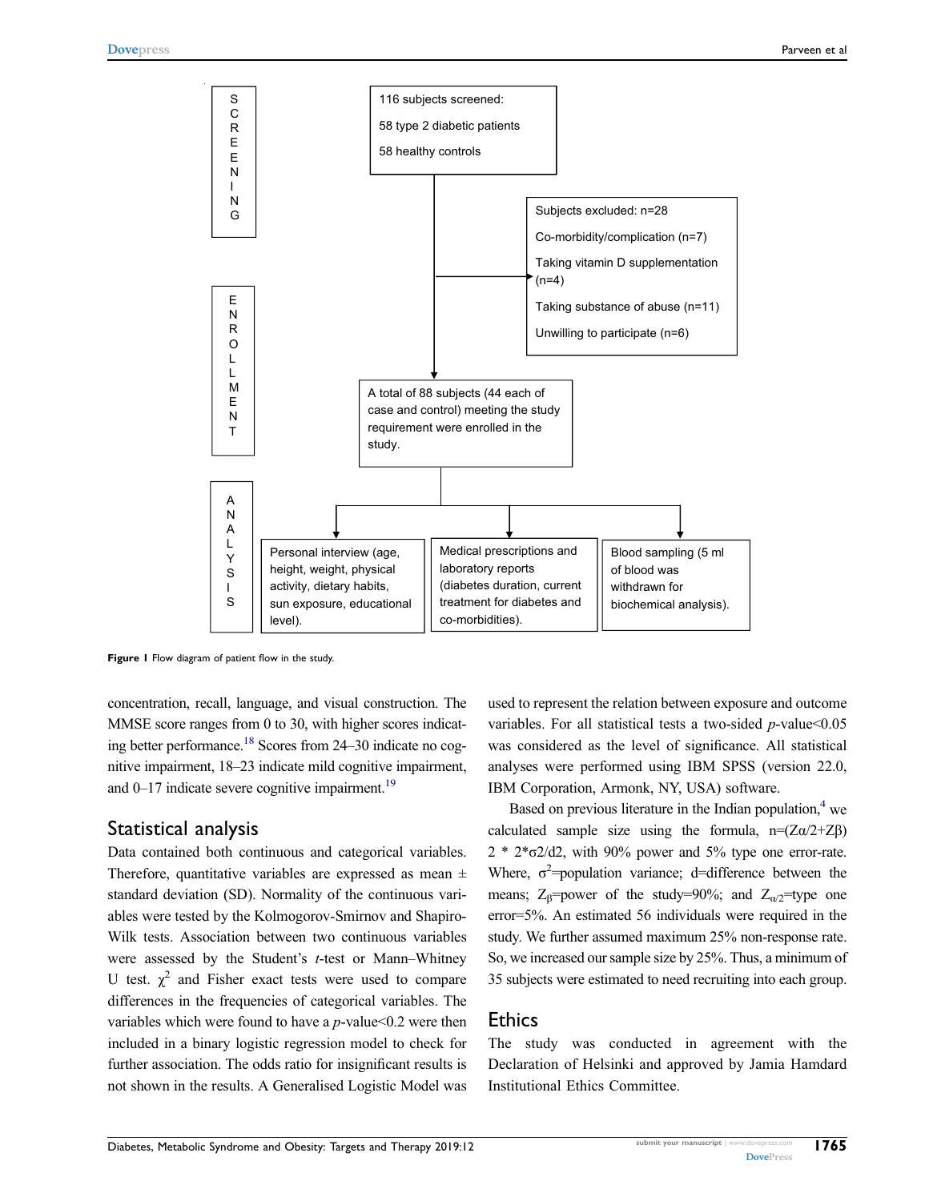SCREENING

116 subjects screened:

58 type 2 diabetic patients

58 healthy controls

Subjects excluded: n=28

Co-morbidity/complication (n=7)

Taking vitamin D supplementation (n=4)

Taking substance of abuse (n=11)

Unwilling to participate (n=6)

ENROLLMENT

A total of 88 subjects (44 each of case and control) meeting the study requirement were enrolled in the study.

ANALYSIS

Personal interview (age, height, weight, physical activity, dietary habits, sun exposure, educational level).

Medical prescriptions and laboratory reports (diabetes duration, current treatment for diabetes and co-morbidities).

Blood sampling (5 ml of blood was withdrawn for biochemical analysis).

**Figure 1** Flow diagram of patient flow in the study.

concentration, recall, language, and visual construction. The MMSE score ranges from 0 to 30, with higher scores indicating better performance.[18] Scores from 24–30 indicate no cognitive impairment, 18–23 indicate mild cognitive impairment, and 0–17 indicate severe cognitive impairment.[19]

## Statistical analysis

Data contained both continuous and categorical variables. Therefore, quantitative variables are expressed as mean ± standard deviation (SD). Normality of the continuous variables were tested by the Kolmogorov-Smirnov and Shapiro-Wilk tests. Association between two continuous variables were assessed by the Student's *t*-test or Mann–Whitney U test. $\chi^2$ and Fisher exact tests were used to compare differences in the frequencies of categorical variables. The variables which were found to have a $p$-value<0.2 were then included in a binary logistic regression model to check for further association. The odds ratio for insignificant results is not shown in the results. A Generalised Logistic Model was used to represent the relation between exposure and outcome variables. For all statistical tests a two-sided $p$-value<0.05 was considered as the level of significance. All statistical analyses were performed using IBM SPSS (version 22.0, IBM Corporation, Armonk, NY, USA) software.

Based on previous literature in the Indian population,[4] we calculated sample size using the formula, $n=(Z\alpha/2+Z\beta)$ 2 * 2*σ2/d2, with 90% power and 5% type one error-rate. Where, $\sigma^2$=population variance; d=difference between the means; $Z_\beta$=power of the study=90%; and $Z_{\alpha/2}$=type one error=5%. An estimated 56 individuals were required in the study. We further assumed maximum 25% non-response rate. So, we increased our sample size by 25%. Thus, a minimum of 35 subjects were estimated to need recruiting into each group.

## Ethics

The study was conducted in agreement with the Declaration of Helsinki and approved by Jamia Hamdard Institutional Ethics Committee.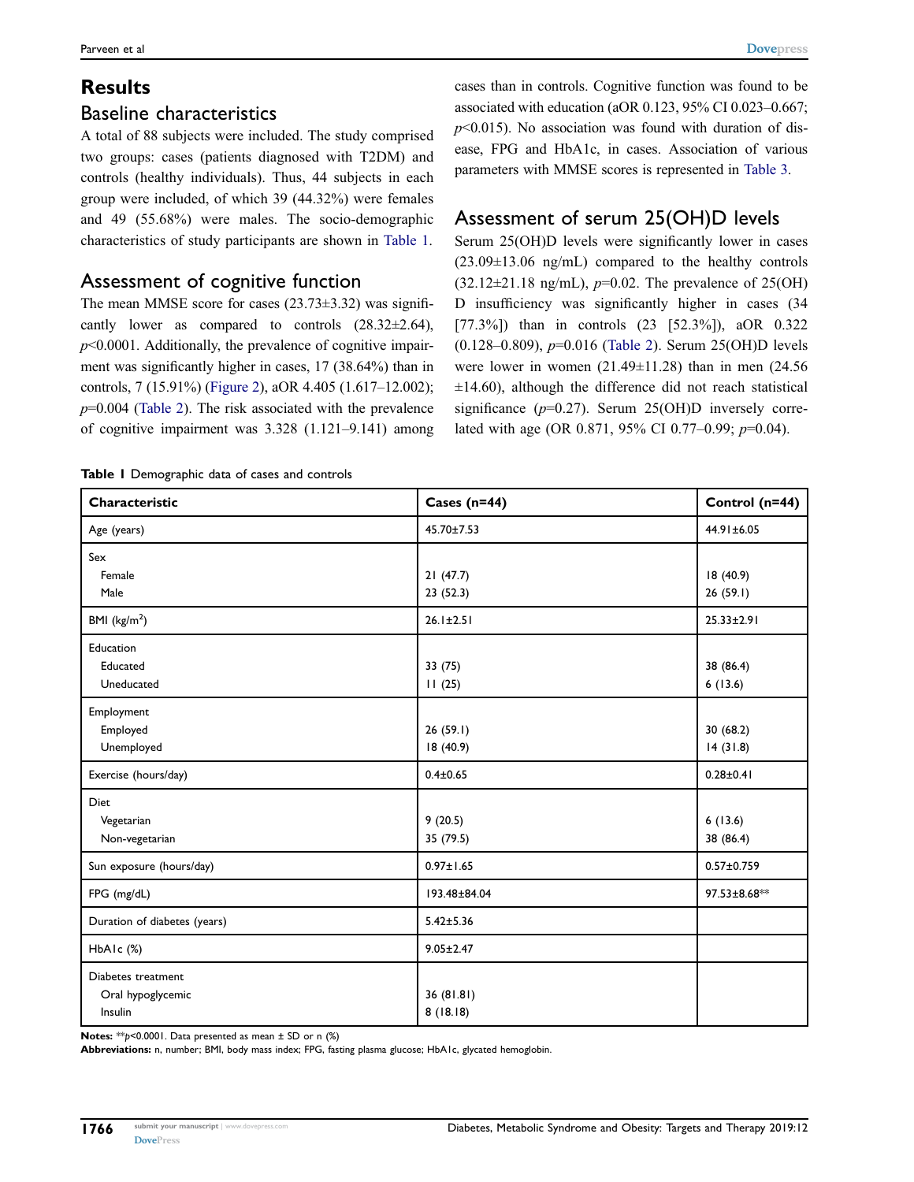## Results

### Baseline characteristics

A total of 88 subjects were included. The study comprised two groups: cases (patients diagnosed with T2DM) and controls (healthy individuals). Thus, 44 subjects in each group were included, of which 39 (44.32%) were females and 49 (55.68%) were males. The socio-demographic characteristics of study participants are shown in Table 1.

### Assessment of cognitive function

The mean MMSE score for cases (23.73±3.32) was significantly lower as compared to controls (28.32±2.64), $p<0.0001$. Additionally, the prevalence of cognitive impairment was significantly higher in cases, 17 (38.64%) than in controls, 7 (15.91%) (Figure 2), aOR 4.405 (1.617–12.002); $p=0.004$ (Table 2). The risk associated with the prevalence of cognitive impairment was 3.328 (1.121–9.141) among cases than in controls. Cognitive function was found to be associated with education (aOR 0.123, 95% CI 0.023–0.667; $p<0.015$). No association was found with duration of disease, FPG and HbA1c, in cases. Association of various parameters with MMSE scores is represented in Table 3.

### Assessment of serum 25(OH)D levels

Serum 25(OH)D levels were significantly lower in cases (23.09±13.06 ng/mL) compared to the healthy controls (32.12±21.18 ng/mL), $p=0.02$. The prevalence of 25(OH) D insufficiency was significantly higher in cases (34 [77.3%]) than in controls (23 [52.3%]), aOR 0.322 (0.128–0.809), $p=0.016$ (Table 2). Serum 25(OH)D levels were lower in women (21.49±11.28) than in men (24.56 ±14.60), although the difference did not reach statistical significance ($p=0.27$). Serum 25(OH)D inversely correlated with age (OR 0.871, 95% CI 0.77–0.99; $p=0.04$).

**Table 1** Demographic data of cases and controls

| Characteristic | Cases (n=44) | Control (n=44) |
|---|---|---|
| Age (years) | 45.70±7.53 | 44.91±6.05 |
| Sex | | |
| Female | 21 (47.7) | 18 (40.9) |
| Male | 23 (52.3) | 26 (59.1) |
| BMI (kg/m$^2$) | 26.1±2.51 | 25.33±2.91 |
| Education | | |
| Educated | 33 (75) | 38 (86.4) |
| Uneducated | 11 (25) | 6 (13.6) |
| Employment | | |
| Employed | 26 (59.1) | 30 (68.2) |
| Unemployed | 18 (40.9) | 14 (31.8) |
| Exercise (hours/day) | 0.4±0.65 | 0.28±0.41 |
| Diet | | |
| Vegetarian | 9 (20.5) | 6 (13.6) |
| Non-vegetarian | 35 (79.5) | 38 (86.4) |
| Sun exposure (hours/day) | 0.97±1.65 | 0.57±0.759 |
| FPG (mg/dL) | 193.48±84.04 | 97.53±8.68** |
| Duration of diabetes (years) | 5.42±5.36 | |
| HbA1c (%) | 9.05±2.47 | |
| Diabetes treatment | | |
| Oral hypoglycemic | 36 (81.81) | |
| Insulin | 8 (18.18) | |

**Notes:** **$p<0.0001$. Data presented as mean ± SD or n (%)
**Abbreviations:** n, number; BMI, body mass index; FPG, fasting plasma glucose; HbA1c, glycated hemoglobin.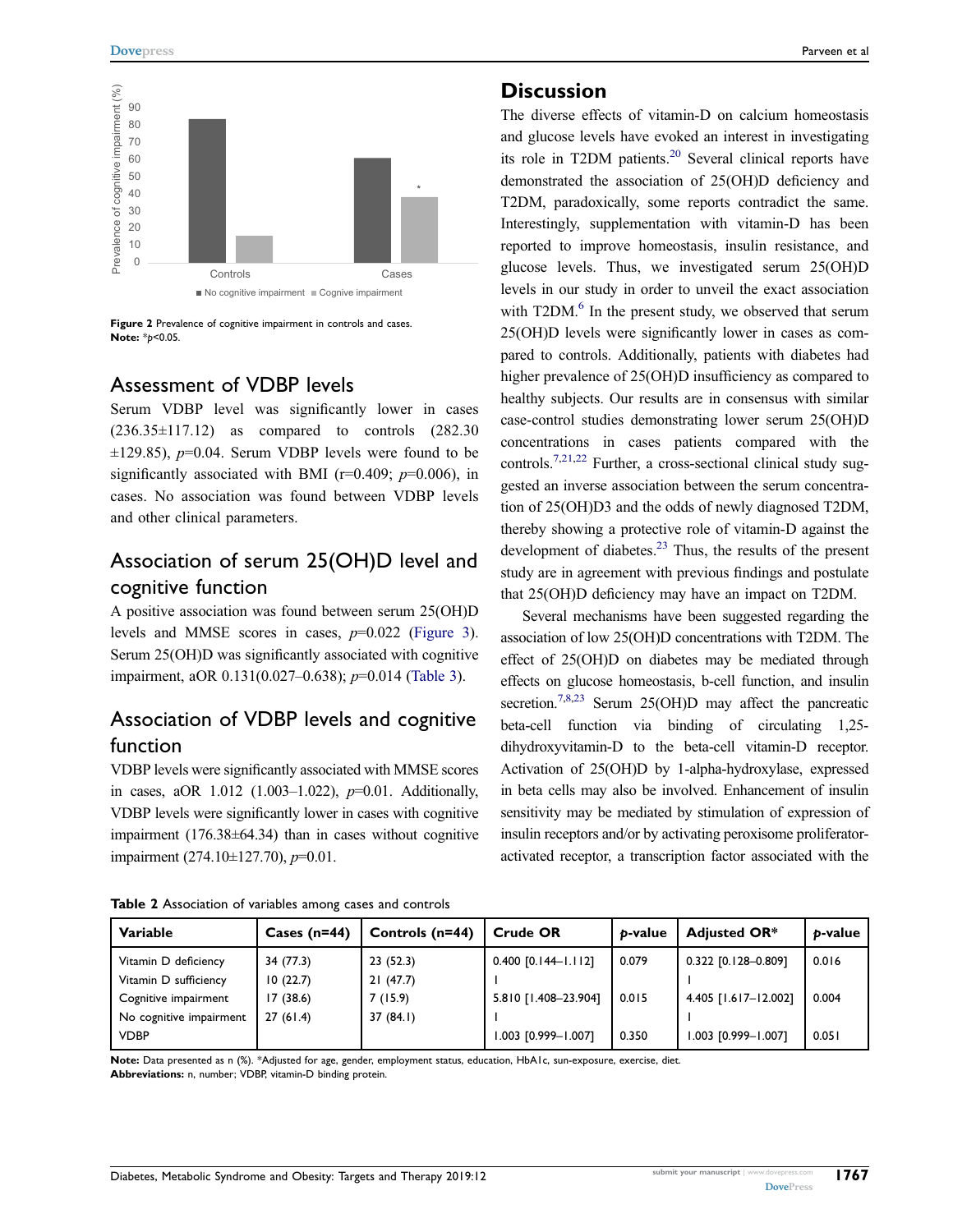Prevalence of cognitive impairment (%)
90
80
70
60
50
40
30
20
10
0
Controls
Cases
*
■ No cognitive impairment ■ Cognive impairment

**Figure 2** Prevalence of cognitive impairment in controls and cases.
**Note:** *$p$<0.05.

## Assessment of VDBP levels

Serum VDBP level was significantly lower in cases (236.35±117.12) as compared to controls (282.30 ±129.85), $p$=0.04. Serum VDBP levels were found to be significantly associated with BMI (r=0.409; $p$=0.006), in cases. No association was found between VDBP levels and other clinical parameters.

## Association of serum 25(OH)D level and cognitive function

A positive association was found between serum 25(OH)D levels and MMSE scores in cases, $p$=0.022 (Figure 3). Serum 25(OH)D was significantly associated with cognitive impairment, aOR 0.131(0.027–0.638); $p$=0.014 (Table 3).

## Association of VDBP levels and cognitive function

VDBP levels were significantly associated with MMSE scores in cases, aOR 1.012 (1.003–1.022), $p$=0.01. Additionally, VDBP levels were significantly lower in cases with cognitive impairment (176.38±64.34) than in cases without cognitive impairment (274.10±127.70), $p$=0.01.

# Discussion

The diverse effects of vitamin-D on calcium homeostasis and glucose levels have evoked an interest in investigating its role in T2DM patients.[20] Several clinical reports have demonstrated the association of 25(OH)D deficiency and T2DM, paradoxically, some reports contradict the same. Interestingly, supplementation with vitamin-D has been reported to improve homeostasis, insulin resistance, and glucose levels. Thus, we investigated serum 25(OH)D levels in our study in order to unveil the exact association with T2DM.[6] In the present study, we observed that serum 25(OH)D levels were significantly lower in cases as compared to controls. Additionally, patients with diabetes had higher prevalence of 25(OH)D insufficiency as compared to healthy subjects. Our results are in consensus with similar case-control studies demonstrating lower serum 25(OH)D concentrations in cases patients compared with the controls.[7,21,22] Further, a cross-sectional clinical study suggested an inverse association between the serum concentration of 25(OH)D3 and the odds of newly diagnosed T2DM, thereby showing a protective role of vitamin-D against the development of diabetes.[23] Thus, the results of the present study are in agreement with previous findings and postulate that 25(OH)D deficiency may have an impact on T2DM.

Several mechanisms have been suggested regarding the association of low 25(OH)D concentrations with T2DM. The effect of 25(OH)D on diabetes may be mediated through effects on glucose homeostasis, b-cell function, and insulin secretion.[7,8,23] Serum 25(OH)D may affect the pancreatic beta-cell function via binding of circulating 1,25-dihydroxyvitamin-D to the beta-cell vitamin-D receptor. Activation of 25(OH)D by 1-alpha-hydroxylase, expressed in beta cells may also be involved. Enhancement of insulin sensitivity may be mediated by stimulation of expression of insulin receptors and/or by activating peroxisome proliferator-activated receptor, a transcription factor associated with the

**Table 2** Association of variables among cases and controls

| Variable | Cases (n=44) | Controls (n=44) | Crude OR | $p$-value | Adjusted OR* | $p$-value |
|---|---|---|---|---|---|---|
| Vitamin D deficiency | 34 (77.3) | 23 (52.3) | 0.400 [0.144–1.112] | 0.079 | 0.322 [0.128–0.809] | 0.016 |
| Vitamin D sufficiency | 10 (22.7) | 21 (47.7) | 1 | | 1 | |
| Cognitive impairment | 17 (38.6) | 7 (15.9) | 5.810 [1.408–23.904] | 0.015 | 4.405 [1.617–12.002] | 0.004 |
| No cognitive impairment | 27 (61.4) | 37 (84.1) | 1 | | 1 | |
| VDBP | | | 1.003 [0.999–1.007] | 0.350 | 1.003 [0.999–1.007] | 0.051 |

**Note:** Data presented as n (%). *Adjusted for age, gender, employment status, education, HbA1c, sun-exposure, exercise, diet.
**Abbreviations:** n, number; VDBP, vitamin-D binding protein.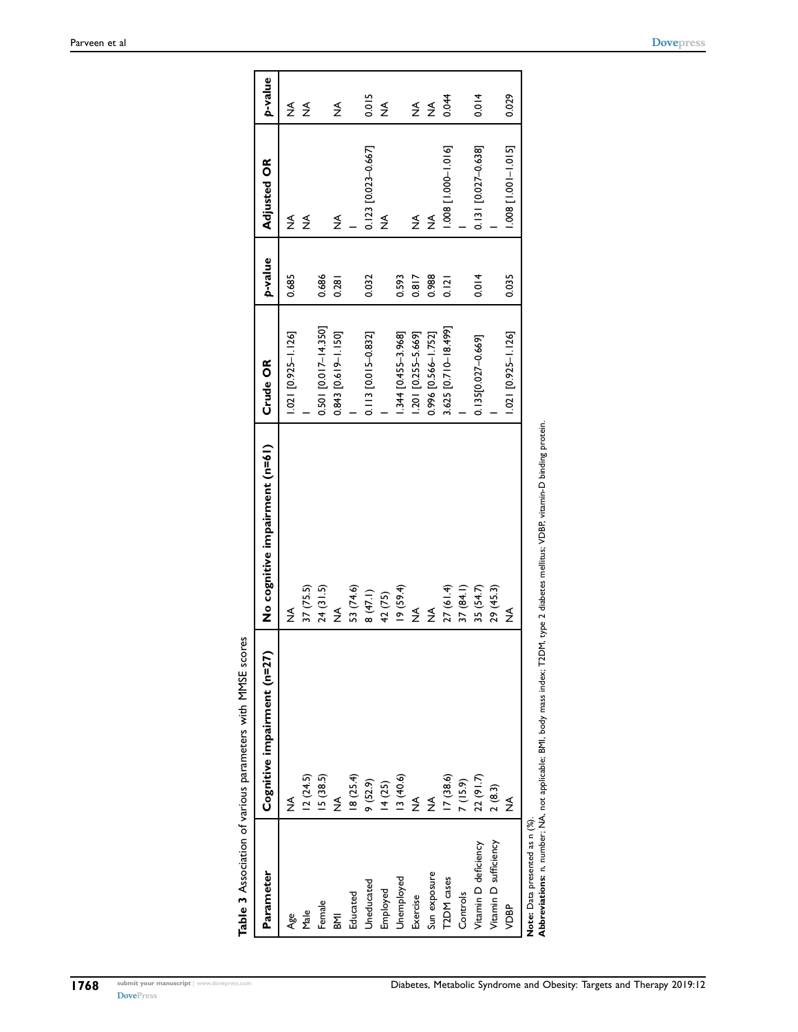**Table 3** Association of various parameters with MMSE scores

| Parameter | Cognitive impairment (n=27) | No cognitive impairment (n=61) | Crude OR | p-value | Adjusted OR | p-value |
|---|---|---|---|---|---|---|
| Age | NA | NA | 1.021 [0.925–1.126] | 0.685 | NA | NA |
| Male | 12 (24.5) | 37 (75.5) | 1 | | NA | NA |
| Female | 15 (38.5) | 24 (31.5) | 0.501 [0.017–14.350] | 0.686 | | |
| BMI | NA | NA | 0.843 [0.619–1.150] | 0.281 | NA | NA |
| Educated | 18 (25.4) | 53 (74.6) | 1 | | 1 | |
| Uneducated | 9 (52.9) | 8 (47.1) | 0.113 [0.015–0.832] | 0.032 | 0.123 [0.023–0.667] | 0.015 |
| Employed | 14 (25) | 42 (75) | 1 | | NA | NA |
| Unemployed | 13 (40.6) | 19 (59.4) | 1.344 [0.455–3.968] | 0.593 | | |
| Exercise | NA | NA | 1.201 [0.255–5.669] | 0.817 | NA | NA |
| Sun exposure | NA | NA | 0.996 [0.566–1.752] | 0.988 | NA | NA |
| T2DM cases | 17 (38.6) | 27 (61.4) | 3.625 [0.710–18.499] | 0.121 | 1.008 [1.000–1.016] | 0.044 |
| Controls | 7 (15.9) | 37 (84.1) | 1 | | 1 | |
| Vitamin D deficiency | 22 (91.7) | 35 (54.7) | 0.135[0.027–0.669] | 0.014 | 0.131 [0.027–0.638] | 0.014 |
| Vitamin D sufficiency | 2 (8.3) | 29 (45.3) | 1 | | 1 | |
| VDBP | NA | NA | 1.021 [0.925–1.126] | 0.035 | 1.008 [1.001–1.015] | 0.029 |

**Note:** Data presented as n (%).
**Abbreviations:** n, number; NA, not applicable; BMI, body mass index; T2DM, type 2 diabetes mellitus; VDBP, vitamin-D binding protein.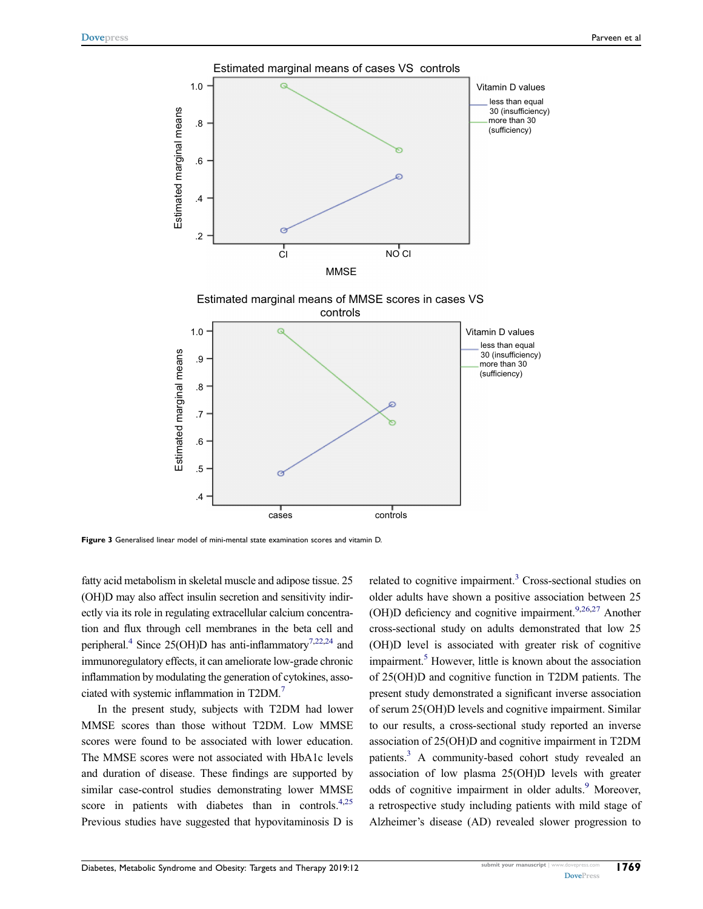Estimated marginal means of cases VS controls

Estimated marginal means

1.0
.8
.6
.4
.2

CI
NO CI

MMSE

Vitamin D values
less than equal 30 (insufficiency)
more than 30 (sufficiency)

Estimated marginal means of MMSE scores in cases VS controls

Estimated marginal means

1.0
.9
.8
.7
.6
.5
.4

cases
controls

Vitamin D values
less than equal 30 (insufficiency)
more than 30 (sufficiency)

**Figure 3** Generalised linear model of mini-mental state examination scores and vitamin D.

fatty acid metabolism in skeletal muscle and adipose tissue. 25(OH)D may also affect insulin secretion and sensitivity indirectly via its role in regulating extracellular calcium concentration and flux through cell membranes in the beta cell and peripheral.[4] Since 25(OH)D has anti-inflammatory[7,22,24] and immunoregulatory effects, it can ameliorate low-grade chronic inflammation by modulating the generation of cytokines, associated with systemic inflammation in T2DM.[7]

In the present study, subjects with T2DM had lower MMSE scores than those without T2DM. Low MMSE scores were found to be associated with lower education. The MMSE scores were not associated with HbA1c levels and duration of disease. These findings are supported by similar case-control studies demonstrating lower MMSE score in patients with diabetes than in controls.[4,25] Previous studies have suggested that hypovitaminosis D is related to cognitive impairment.[3] Cross-sectional studies on older adults have shown a positive association between 25(OH)D deficiency and cognitive impairment.[9,26,27] Another cross-sectional study on adults demonstrated that low 25(OH)D level is associated with greater risk of cognitive impairment.[5] However, little is known about the association of 25(OH)D and cognitive function in T2DM patients. The present study demonstrated a significant inverse association of serum 25(OH)D levels and cognitive impairment. Similar to our results, a cross-sectional study reported an inverse association of 25(OH)D and cognitive impairment in T2DM patients.[3] A community-based cohort study revealed an association of low plasma 25(OH)D levels with greater odds of cognitive impairment in older adults.[9] Moreover, a retrospective study including patients with mild stage of Alzheimer's disease (AD) revealed slower progression to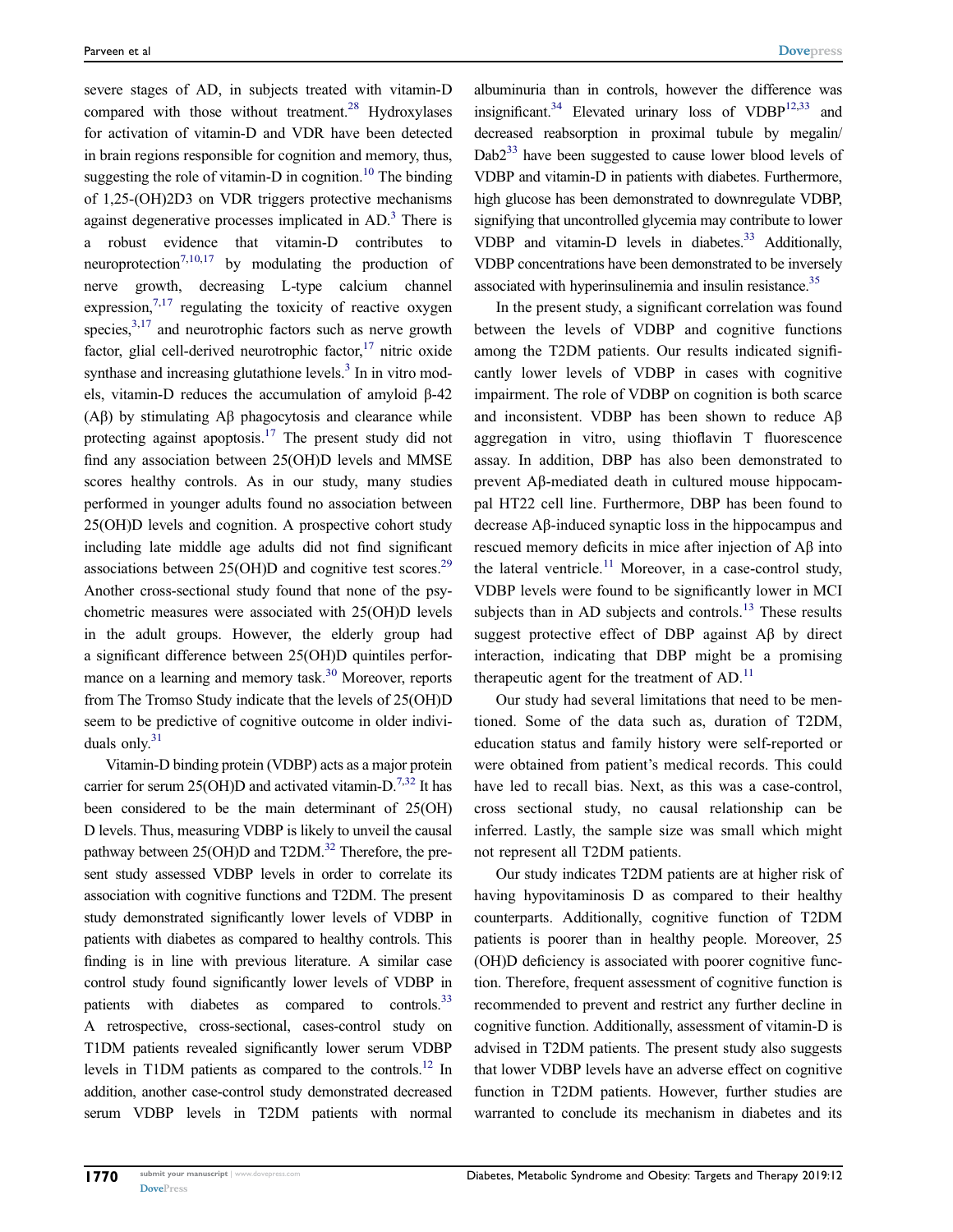severe stages of AD, in subjects treated with vitamin-D compared with those without treatment.[28] Hydroxylases for activation of vitamin-D and VDR have been detected in brain regions responsible for cognition and memory, thus, suggesting the role of vitamin-D in cognition.[10] The binding of 1,25-(OH)2D3 on VDR triggers protective mechanisms against degenerative processes implicated in AD.[3] There is a robust evidence that vitamin-D contributes to neuroprotection[7,10,17] by modulating the production of nerve growth, decreasing L-type calcium channel expression,[7,17] regulating the toxicity of reactive oxygen species,[3,17] and neurotrophic factors such as nerve growth factor, glial cell-derived neurotrophic factor,[17] nitric oxide synthase and increasing glutathione levels.[3] In in vitro models, vitamin-D reduces the accumulation of amyloid β-42 (Aβ) by stimulating Aβ phagocytosis and clearance while protecting against apoptosis.[17] The present study did not find any association between 25(OH)D levels and MMSE scores healthy controls. As in our study, many studies performed in younger adults found no association between 25(OH)D levels and cognition. A prospective cohort study including late middle age adults did not find significant associations between 25(OH)D and cognitive test scores.[29] Another cross-sectional study found that none of the psychometric measures were associated with 25(OH)D levels in the adult groups. However, the elderly group had a significant difference between 25(OH)D quintiles performance on a learning and memory task.[30] Moreover, reports from The Tromso Study indicate that the levels of 25(OH)D seem to be predictive of cognitive outcome in older individuals only.[31]

Vitamin-D binding protein (VDBP) acts as a major protein carrier for serum 25(OH)D and activated vitamin-D.[7,32] It has been considered to be the main determinant of 25(OH) D levels. Thus, measuring VDBP is likely to unveil the causal pathway between 25(OH)D and T2DM.[32] Therefore, the present study assessed VDBP levels in order to correlate its association with cognitive functions and T2DM. The present study demonstrated significantly lower levels of VDBP in patients with diabetes as compared to healthy controls. This finding is in line with previous literature. A similar case control study found significantly lower levels of VDBP in patients with diabetes as compared to controls.[33] A retrospective, cross-sectional, cases-control study on T1DM patients revealed significantly lower serum VDBP levels in T1DM patients as compared to the controls.[12] In addition, another case-control study demonstrated decreased serum VDBP levels in T2DM patients with normal albuminuria than in controls, however the difference was insignificant.[34] Elevated urinary loss of VDBP[12,33] and decreased reabsorption in proximal tubule by megalin/Dab2[33] have been suggested to cause lower blood levels of VDBP and vitamin-D in patients with diabetes. Furthermore, high glucose has been demonstrated to downregulate VDBP, signifying that uncontrolled glycemia may contribute to lower VDBP and vitamin-D levels in diabetes.[33] Additionally, VDBP concentrations have been demonstrated to be inversely associated with hyperinsulinemia and insulin resistance.[35]

In the present study, a significant correlation was found between the levels of VDBP and cognitive functions among the T2DM patients. Our results indicated significantly lower levels of VDBP in cases with cognitive impairment. The role of VDBP on cognition is both scarce and inconsistent. VDBP has been shown to reduce Aβ aggregation in vitro, using thioflavin T fluorescence assay. In addition, DBP has also been demonstrated to prevent Aβ-mediated death in cultured mouse hippocampal HT22 cell line. Furthermore, DBP has been found to decrease Aβ-induced synaptic loss in the hippocampus and rescued memory deficits in mice after injection of Aβ into the lateral ventricle.[11] Moreover, in a case-control study, VDBP levels were found to be significantly lower in MCI subjects than in AD subjects and controls.[13] These results suggest protective effect of DBP against Aβ by direct interaction, indicating that DBP might be a promising therapeutic agent for the treatment of AD.[11]

Our study had several limitations that need to be mentioned. Some of the data such as, duration of T2DM, education status and family history were self-reported or were obtained from patient's medical records. This could have led to recall bias. Next, as this was a case-control, cross sectional study, no causal relationship can be inferred. Lastly, the sample size was small which might not represent all T2DM patients.

Our study indicates T2DM patients are at higher risk of having hypovitaminosis D as compared to their healthy counterparts. Additionally, cognitive function of T2DM patients is poorer than in healthy people. Moreover, 25 (OH)D deficiency is associated with poorer cognitive function. Therefore, frequent assessment of cognitive function is recommended to prevent and restrict any further decline in cognitive function. Additionally, assessment of vitamin-D is advised in T2DM patients. The present study also suggests that lower VDBP levels have an adverse effect on cognitive function in T2DM patients. However, further studies are warranted to conclude its mechanism in diabetes and its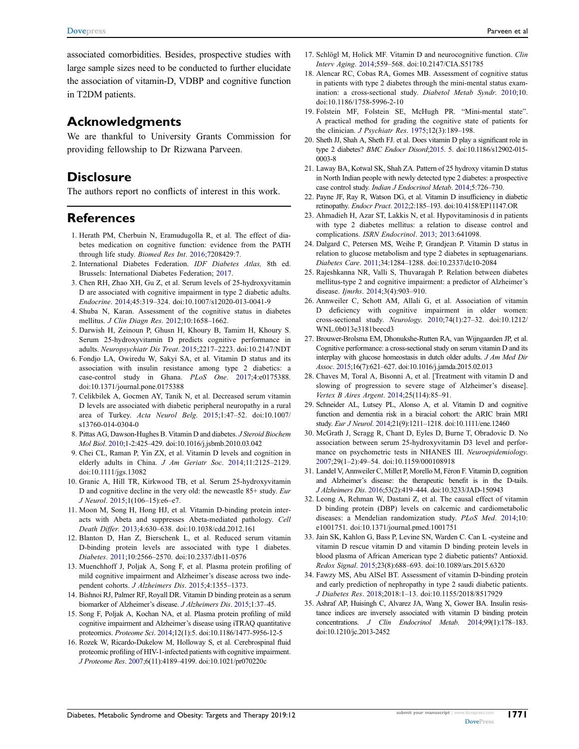associated comorbidities. Besides, prospective studies with large sample sizes need to be conducted to further elucidate the association of vitamin-D, VDBP and cognitive function in T2DM patients.

## Acknowledgments

We are thankful to University Grants Commission for providing fellowship to Dr Rizwana Parveen.

## Disclosure

The authors report no conflicts of interest in this work.

## References

1. Herath PM, Cherbuin N, Eramudugolla R, et al. The effect of diabetes medication on cognitive function: evidence from the PATH through life study. *Biomed Res Int*. 2016;7208429:7.
2. International Diabetes Federation. *IDF Diabetes Atlas,* 8th ed. Brussels: International Diabetes Federation; 2017.
3. Chen RH, Zhao XH, Gu Z, et al. Serum levels of 25-hydroxyvitamin D are associated with cognitive impairment in type 2 diabetic adults. *Endocrine*. 2014;45:319–324. doi:10.1007/s12020-013-0041-9
4. Shuba N, Karan. Assessment of the cognitive status in diabetes mellitus. *J Clin Diagn Res*. 2012;10:1658–1662.
5. Darwish H, Zeinoun P, Ghusn H, Khoury B, Tamim H, Khoury S. Serum 25-hydroxyvitamin D predicts cognitive performance in adults. *Neuropsychiatr Dis Treat*. 2015;2217–2223. doi:10.2147/NDT
6. Fondjo LA, Owiredu W, Sakyi SA, et al. Vitamin D status and its association with insulin resistance among type 2 diabetics: a case-control study in Ghana. *PLoS One*. 2017;4:e0175388. doi:10.1371/journal.pone.0175388
7. Celikbilek A, Gocmen AY, Tanik N, et al. Decreased serum vitamin D levels are associated with diabetic peripheral neuropathy in a rural area of Turkey. *Acta Neurol Belg*. 2015;1:47–52. doi:10.1007/s13760-014-0304-0
8. Pittas AG, Dawson-Hughes B. Vitamin D and diabetes. *J Steroid Biochem Mol Biol*. 2010;1-2:425–429. doi:10.1016/j.jsbmb.2010.03.042
9. Chei CL, Raman P, Yin ZX, et al. Vitamin D levels and cognition in elderly adults in China. *J Am Geriatr Soc*. 2014;11:2125–2129. doi:10.1111/jgs.13082
10. Granic A, Hill TR, Kirkwood TB, et al. Serum 25-hydroxyvitamin D and cognitive decline in the very old: the newcastle 85+ study. *Eur J Neurol*. 2015;1(106–15):e6–e7.
11. Moon M, Song H, Hong HJ, et al. Vitamin D-binding protein interacts with Abeta and suppresses Abeta-mediated pathology. *Cell Death Differ*. 2013;4:630–638. doi:10.1038/cdd.2012.161
12. Blanton D, Han Z, Bierschenk L, et al. Reduced serum vitamin D-binding protein levels are associated with type 1 diabetes. *Diabetes*. 2011;10:2566–2570. doi:10.2337/db11-0576
13. Muenchhoff J, Poljak A, Song F, et al. Plasma protein profiling of mild cognitive impairment and Alzheimer's disease across two independent cohorts. *J Alzheimers Dis*. 2015;4:1355–1373.
14. Bishnoi RJ, Palmer RF, Royall DR. Vitamin D binding protein as a serum biomarker of Alzheimer's disease. *J Alzheimers Dis*. 2015;1:37–45.
15. Song F, Poljak A, Kochan NA, et al. Plasma protein profiling of mild cognitive impairment and Alzheimer's disease using iTRAQ quantitative proteomics. *Proteome Sci*. 2014;12(1):5. doi:10.1186/1477-5956-12-5
16. Rozek W, Ricardo-Dukelow M, Holloway S, et al. Cerebrospinal fluid proteomic profiling of HIV-1-infected patients with cognitive impairment. *J Proteome Res*. 2007;6(11):4189–4199. doi:10.1021/pr070220c
17. Schlögl M, Holick MF. Vitamin D and neurocognitive function. *Clin Interv Aging*. 2014;559–568. doi:10.2147/CIA.S51785
18. Alencar RC, Cobas RA, Gomes MB. Assessment of cognitive status in patients with type 2 diabetes through the mini-mental status examination: a cross-sectional study. *Diabetol Metab Syndr*. 2010;10. doi:10.1186/1758-5996-2-10
19. Folstein MF, Folstein SE, McHugh PR. "Mini-mental state". A practical method for grading the cognitive state of patients for the clinician. *J Psychiatr Res*. 1975;12(3):189–198.
20. Sheth JJ, Shah A, Sheth FJ. et al. Does vitamin D play a significant role in type 2 diabetes? *BMC Endocr Disord*;2015. 5. doi:10.1186/s12902-015-0003-8
21. Laway BA, Kotwal SK, Shah ZA. Pattern of 25 hydroxy vitamin D status in North Indian people with newly detected type 2 diabetes: a prospective case control study. *Indian J Endocrinol Metab*. 2014;5:726–730.
22. Payne JF, Ray R, Watson DG, et al. Vitamin D insufficiency in diabetic retinopathy. *Endocr Pract*. 2012;2:185–193. doi:10.4158/EP11147.OR
23. Ahmadieh H, Azar ST, Lakkis N, et al. Hypovitaminosis d in patients with type 2 diabetes mellitus: a relation to disease control and complications. *ISRN Endocrinol*. 2013; 2013:641098.
24. Dalgard C, Petersen MS, Weihe P, Grandjean P. Vitamin D status in relation to glucose metabolism and type 2 diabetes in septuagenarians. *Diabetes Care*. 2011;34:1284–1288. doi:10.2337/dc10-2084
25. Rajeshkanna NR, Valli S, Thuvaragah P. Relation between diabetes mellitus-type 2 and cognitive impairment: a predictor of Alzheimer's disease. *Ijmrhs*. 2014;3(4):903–910.
26. Annweiler C, Schott AM, Allali G, et al. Association of vitamin D deficiency with cognitive impairment in older women: cross-sectional study. *Neurology*. 2010;74(1):27–32. doi:10.1212/WNL.0b013e3181beecd3
27. Brouwer-Brolsma EM, Dhonukshe-Rutten RA, van Wijngaarden JP, et al. Cognitive performance: a cross-sectional study on serum vitamin D and its interplay with glucose homeostasis in dutch older adults. *J Am Med Dir Assoc*. 2015;16(7):621–627. doi:10.1016/j.jamda.2015.02.013
28. Chaves M, Toral A, Bisonni A, et al. [Treatment with vitamin D and slowing of progression to severe stage of Alzheimer's disease]. *Vertex B Aires Argent*. 2014;25(114):85–91.
29. Schneider AL, Lutsey PL, Alonso A, et al. Vitamin D and cognitive function and dementia risk in a biracial cohort: the ARIC brain MRI study. *Eur J Neurol*. 2014;21(9):1211–1218. doi:10.1111/ene.12460
30. McGrath J, Scragg R, Chant D, Eyles D, Burne T, Obradovic D. No association between serum 25-hydroxyvitamin D3 level and performance on psychometric tests in NHANES III. *Neuroepidemiology*. 2007;29(1–2):49–54. doi:10.1159/000108918
31. Landel V, Annweiler C, Millet P, Morello M, Féron F. Vitamin D, cognition and Alzheimer's disease: the therapeutic benefit is in the D-tails. *J Alzheimers Dis*. 2016;53(2):419–444. doi:10.3233/JAD-150943
32. Leong A, Rehman W, Dastani Z, et al. The causal effect of vitamin D binding protein (DBP) levels on calcemic and cardiometabolic diseases: a Mendelian randomization study. *PLoS Med*. 2014;10: e1001751. doi:10.1371/journal.pmed.1001751
33. Jain SK, Kahlon G, Bass P, Levine SN, Warden C. Can L -cysteine and vitamin D rescue vitamin D and vitamin D binding protein levels in blood plasma of African American type 2 diabetic patients? Antioxid. *Redox Signal*. 2015;23(8):688–693. doi:10.1089/ars.2015.6320
34. Fawzy MS, Abu AlSel BT. Assessment of vitamin D-binding protein and early prediction of nephropathy in type 2 saudi diabetic patients. *J Diabetes Res*. 2018;2018:1–13. doi:10.1155/2018/8517929
35. Ashraf AP, Huisingh C, Alvarez JA, Wang X, Gower BA. Insulin resistance indices are inversely associated with vitamin D binding protein concentrations. *J Clin Endocrinol Metab*. 2014;99(1):178–183. doi:10.1210/jc.2013-2452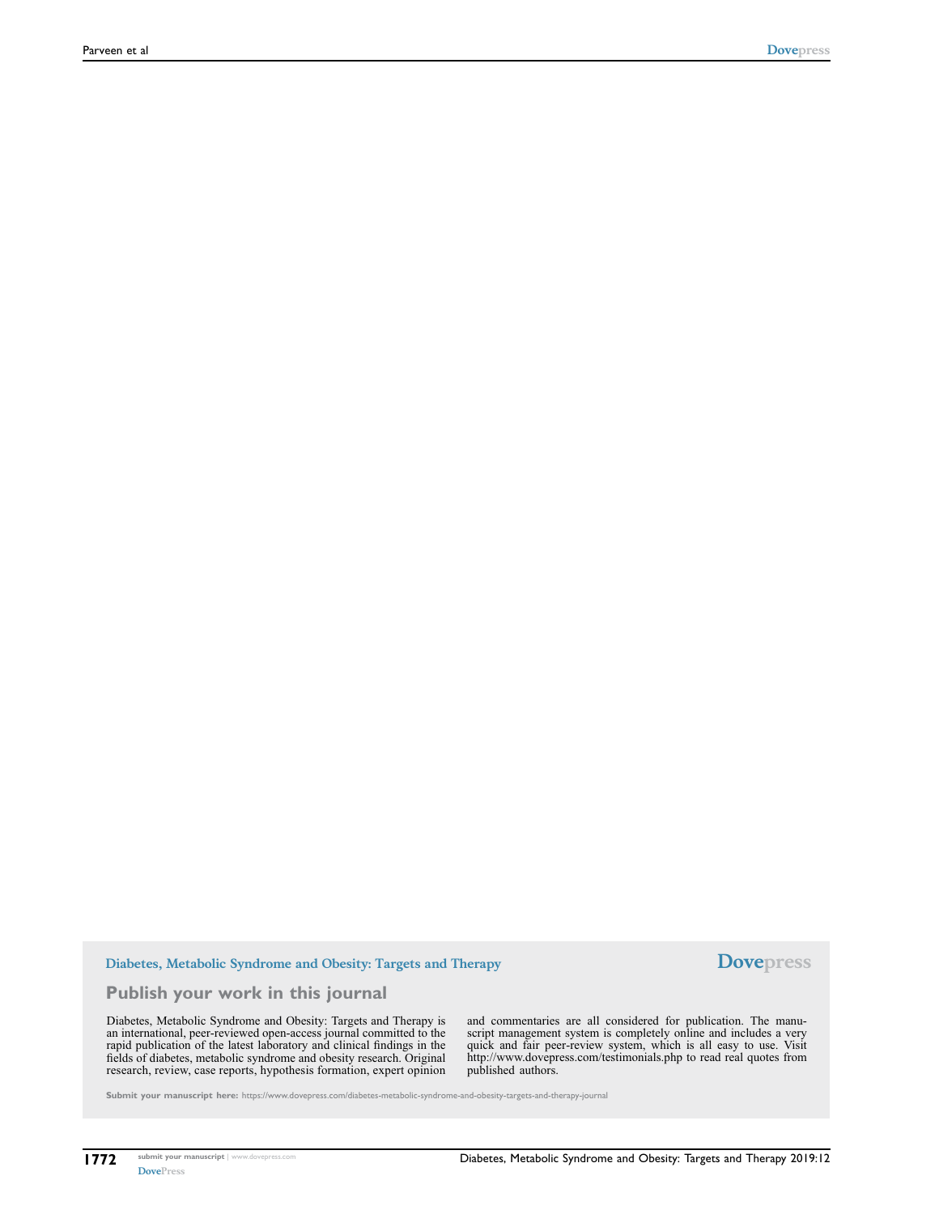**Diabetes, Metabolic Syndrome and Obesity: Targets and Therapy**

**Dovepress**

## Publish your work in this journal

Diabetes, Metabolic Syndrome and Obesity: Targets and Therapy is an international, peer-reviewed open-access journal committed to the rapid publication of the latest laboratory and clinical findings in the fields of diabetes, metabolic syndrome and obesity research. Original research, review, case reports, hypothesis formation, expert opinion and commentaries are all considered for publication. The manuscript management system is completely online and includes a very quick and fair peer-review system, which is all easy to use. Visit http://www.dovepress.com/testimonials.php to read real quotes from published authors.

**Submit your manuscript here:** https://www.dovepress.com/diabetes-metabolic-syndrome-and-obesity-targets-and-therapy-journal